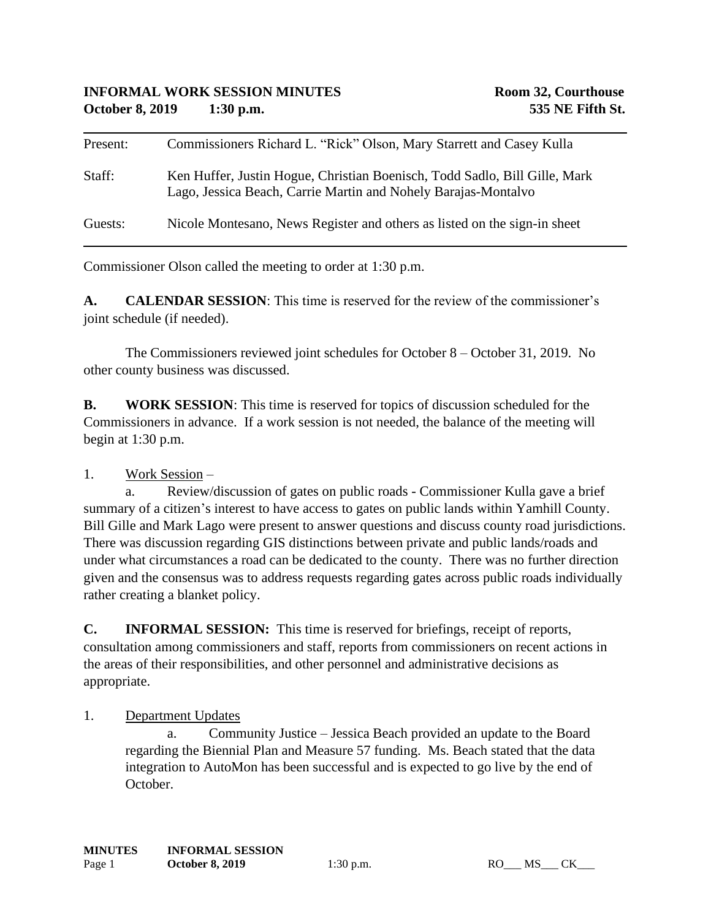**INFORMAL WORK SESSION MINUTES** — **Room 32, Courthouse**
**October 8, 2019 1:30 p.m.** — **535 NE Fifth St.**

---

Present: Commissioners Richard L. "Rick" Olson, Mary Starrett and Casey Kulla

Staff: Ken Huffer, Justin Hogue, Christian Boenisch, Todd Sadlo, Bill Gille, Mark Lago, Jessica Beach, Carrie Martin and Nohely Barajas-Montalvo

Guests: Nicole Montesano, News Register and others as listed on the sign-in sheet

---

Commissioner Olson called the meeting to order at 1:30 p.m.

**A. CALENDAR SESSION**: This time is reserved for the review of the commissioner's joint schedule (if needed).

The Commissioners reviewed joint schedules for October 8 – October 31, 2019. No other county business was discussed.

**B. WORK SESSION**: This time is reserved for topics of discussion scheduled for the Commissioners in advance. If a work session is not needed, the balance of the meeting will begin at 1:30 p.m.

1. Work Session –

   a. Review/discussion of gates on public roads - Commissioner Kulla gave a brief summary of a citizen's interest to have access to gates on public lands within Yamhill County. Bill Gille and Mark Lago were present to answer questions and discuss county road jurisdictions. There was discussion regarding GIS distinctions between private and public lands/roads and under what circumstances a road can be dedicated to the county. There was no further direction given and the consensus was to address requests regarding gates across public roads individually rather creating a blanket policy.

**C. INFORMAL SESSION:** This time is reserved for briefings, receipt of reports, consultation among commissioners and staff, reports from commissioners on recent actions in the areas of their responsibilities, and other personnel and administrative decisions as appropriate.

1. Department Updates

   a. Community Justice – Jessica Beach provided an update to the Board regarding the Biennial Plan and Measure 57 funding. Ms. Beach stated that the data integration to AutoMon has been successful and is expected to go live by the end of October.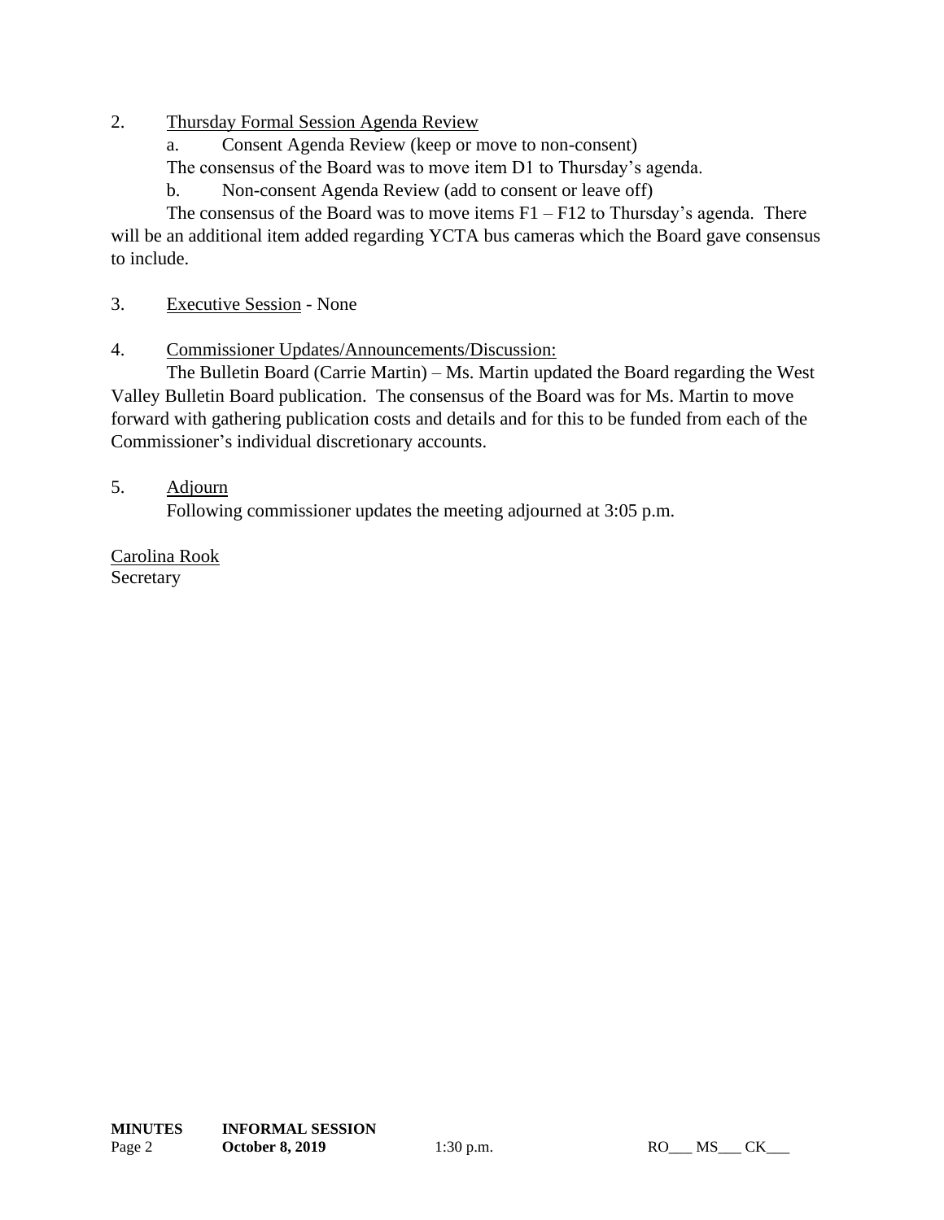2. Thursday Formal Session Agenda Review

   a. Consent Agenda Review (keep or move to non-consent)

   The consensus of the Board was to move item D1 to Thursday's agenda.

   b. Non-consent Agenda Review (add to consent or leave off)

   The consensus of the Board was to move items F1 – F12 to Thursday's agenda. There will be an additional item added regarding YCTA bus cameras which the Board gave consensus to include.

3. Executive Session - None

4. Commissioner Updates/Announcements/Discussion:

   The Bulletin Board (Carrie Martin) – Ms. Martin updated the Board regarding the West Valley Bulletin Board publication. The consensus of the Board was for Ms. Martin to move forward with gathering publication costs and details and for this to be funded from each of the Commissioner's individual discretionary accounts.

5. Adjourn

   Following commissioner updates the meeting adjourned at 3:05 p.m.

Carolina Rook
Secretary